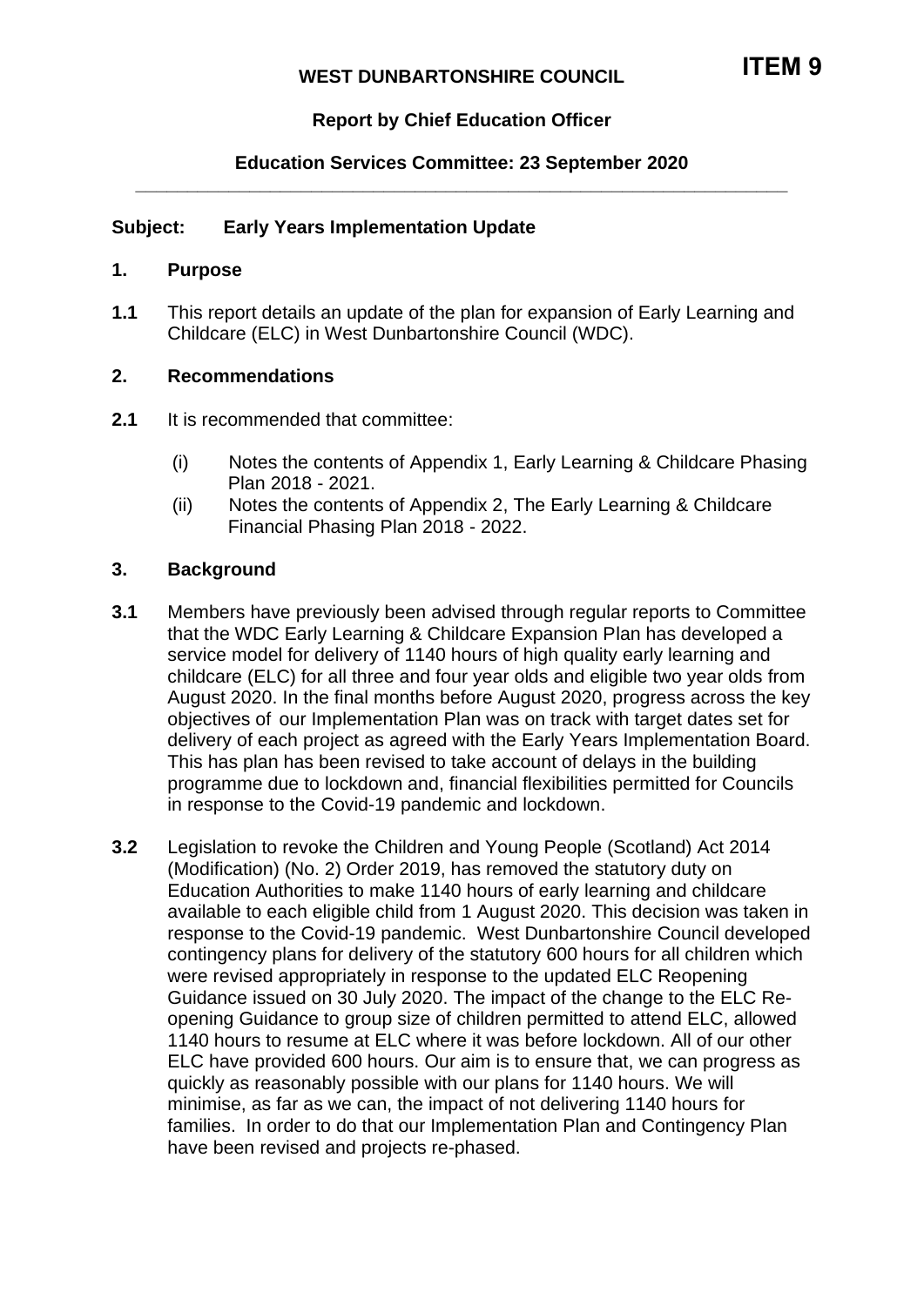**ITEM 9**

**WEST DUNBARTONSHIRE COUNCIL**

**Report by Chief Education Officer**

**Education Services Committee: 23 September 2020**

---

**Subject: Early Years Implementation Update**

## 1. Purpose

**1.1** This report details an update of the plan for expansion of Early Learning and Childcare (ELC) in West Dunbartonshire Council (WDC).

## 2. Recommendations

**2.1** It is recommended that committee:

(i) Notes the contents of Appendix 1, Early Learning & Childcare Phasing Plan 2018 - 2021.

(ii) Notes the contents of Appendix 2, The Early Learning & Childcare Financial Phasing Plan 2018 - 2022.

## 3. Background

**3.1** Members have previously been advised through regular reports to Committee that the WDC Early Learning & Childcare Expansion Plan has developed a service model for delivery of 1140 hours of high quality early learning and childcare (ELC) for all three and four year olds and eligible two year olds from August 2020. In the final months before August 2020, progress across the key objectives of our Implementation Plan was on track with target dates set for delivery of each project as agreed with the Early Years Implementation Board. This has plan has been revised to take account of delays in the building programme due to lockdown and, financial flexibilities permitted for Councils in response to the Covid-19 pandemic and lockdown.

**3.2** Legislation to revoke the Children and Young People (Scotland) Act 2014 (Modification) (No. 2) Order 2019, has removed the statutory duty on Education Authorities to make 1140 hours of early learning and childcare available to each eligible child from 1 August 2020. This decision was taken in response to the Covid-19 pandemic. West Dunbartonshire Council developed contingency plans for delivery of the statutory 600 hours for all children which were revised appropriately in response to the updated ELC Reopening Guidance issued on 30 July 2020. The impact of the change to the ELC Re-opening Guidance to group size of children permitted to attend ELC, allowed 1140 hours to resume at ELC where it was before lockdown. All of our other ELC have provided 600 hours. Our aim is to ensure that, we can progress as quickly as reasonably possible with our plans for 1140 hours. We will minimise, as far as we can, the impact of not delivering 1140 hours for families. In order to do that our Implementation Plan and Contingency Plan have been revised and projects re-phased.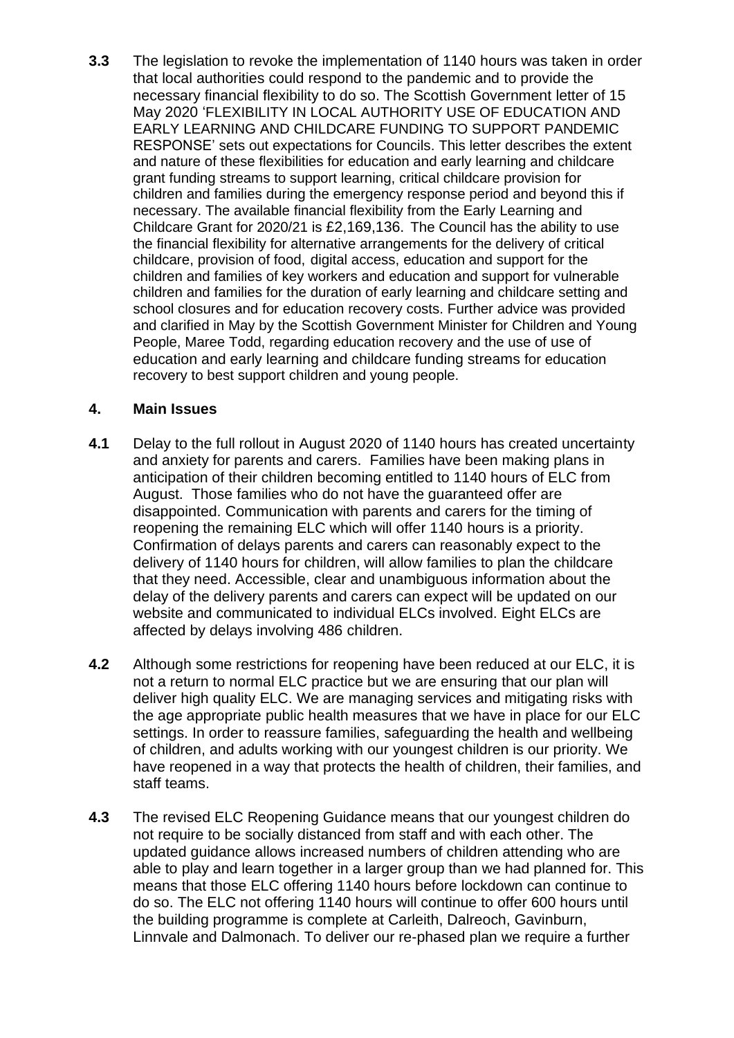**3.3** The legislation to revoke the implementation of 1140 hours was taken in order that local authorities could respond to the pandemic and to provide the necessary financial flexibility to do so. The Scottish Government letter of 15 May 2020 'FLEXIBILITY IN LOCAL AUTHORITY USE OF EDUCATION AND EARLY LEARNING AND CHILDCARE FUNDING TO SUPPORT PANDEMIC RESPONSE' sets out expectations for Councils. This letter describes the extent and nature of these flexibilities for education and early learning and childcare grant funding streams to support learning, critical childcare provision for children and families during the emergency response period and beyond this if necessary. The available financial flexibility from the Early Learning and Childcare Grant for 2020/21 is £2,169,136. The Council has the ability to use the financial flexibility for alternative arrangements for the delivery of critical childcare, provision of food, digital access, education and support for the children and families of key workers and education and support for vulnerable children and families for the duration of early learning and childcare setting and school closures and for education recovery costs. Further advice was provided and clarified in May by the Scottish Government Minister for Children and Young People, Maree Todd, regarding education recovery and the use of use of education and early learning and childcare funding streams for education recovery to best support children and young people.

## 4. Main Issues

**4.1** Delay to the full rollout in August 2020 of 1140 hours has created uncertainty and anxiety for parents and carers. Families have been making plans in anticipation of their children becoming entitled to 1140 hours of ELC from August. Those families who do not have the guaranteed offer are disappointed. Communication with parents and carers for the timing of reopening the remaining ELC which will offer 1140 hours is a priority. Confirmation of delays parents and carers can reasonably expect to the delivery of 1140 hours for children, will allow families to plan the childcare that they need. Accessible, clear and unambiguous information about the delay of the delivery parents and carers can expect will be updated on our website and communicated to individual ELCs involved. Eight ELCs are affected by delays involving 486 children.

**4.2** Although some restrictions for reopening have been reduced at our ELC, it is not a return to normal ELC practice but we are ensuring that our plan will deliver high quality ELC. We are managing services and mitigating risks with the age appropriate public health measures that we have in place for our ELC settings. In order to reassure families, safeguarding the health and wellbeing of children, and adults working with our youngest children is our priority. We have reopened in a way that protects the health of children, their families, and staff teams.

**4.3** The revised ELC Reopening Guidance means that our youngest children do not require to be socially distanced from staff and with each other. The updated guidance allows increased numbers of children attending who are able to play and learn together in a larger group than we had planned for. This means that those ELC offering 1140 hours before lockdown can continue to do so. The ELC not offering 1140 hours will continue to offer 600 hours until the building programme is complete at Carleith, Dalreoch, Gavinburn, Linnvale and Dalmonach. To deliver our re-phased plan we require a further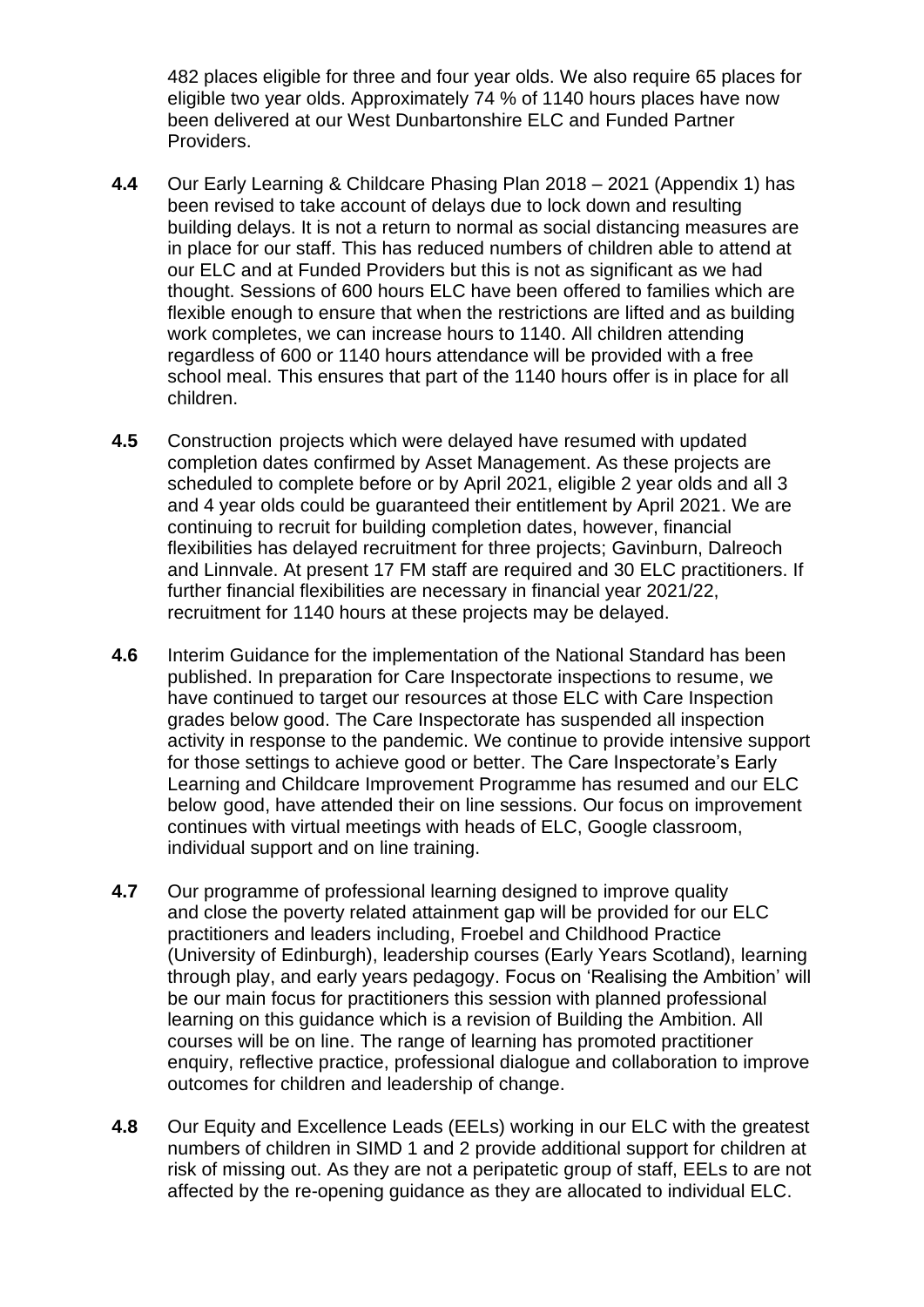482 places eligible for three and four year olds. We also require 65 places for eligible two year olds. Approximately 74 % of 1140 hours places have now been delivered at our West Dunbartonshire ELC and Funded Partner Providers.

**4.4** Our Early Learning & Childcare Phasing Plan 2018 – 2021 (Appendix 1) has been revised to take account of delays due to lock down and resulting building delays. It is not a return to normal as social distancing measures are in place for our staff. This has reduced numbers of children able to attend at our ELC and at Funded Providers but this is not as significant as we had thought. Sessions of 600 hours ELC have been offered to families which are flexible enough to ensure that when the restrictions are lifted and as building work completes, we can increase hours to 1140. All children attending regardless of 600 or 1140 hours attendance will be provided with a free school meal. This ensures that part of the 1140 hours offer is in place for all children.

**4.5** Construction projects which were delayed have resumed with updated completion dates confirmed by Asset Management. As these projects are scheduled to complete before or by April 2021, eligible 2 year olds and all 3 and 4 year olds could be guaranteed their entitlement by April 2021. We are continuing to recruit for building completion dates, however, financial flexibilities has delayed recruitment for three projects; Gavinburn, Dalreoch and Linnvale. At present 17 FM staff are required and 30 ELC practitioners. If further financial flexibilities are necessary in financial year 2021/22, recruitment for 1140 hours at these projects may be delayed.

**4.6** Interim Guidance for the implementation of the National Standard has been published. In preparation for Care Inspectorate inspections to resume, we have continued to target our resources at those ELC with Care Inspection grades below good. The Care Inspectorate has suspended all inspection activity in response to the pandemic. We continue to provide intensive support for those settings to achieve good or better. The Care Inspectorate's Early Learning and Childcare Improvement Programme has resumed and our ELC below good, have attended their on line sessions. Our focus on improvement continues with virtual meetings with heads of ELC, Google classroom, individual support and on line training.

**4.7** Our programme of professional learning designed to improve quality and close the poverty related attainment gap will be provided for our ELC practitioners and leaders including, Froebel and Childhood Practice (University of Edinburgh), leadership courses (Early Years Scotland), learning through play, and early years pedagogy. Focus on 'Realising the Ambition' will be our main focus for practitioners this session with planned professional learning on this guidance which is a revision of Building the Ambition. All courses will be on line. The range of learning has promoted practitioner enquiry, reflective practice, professional dialogue and collaboration to improve outcomes for children and leadership of change.

**4.8** Our Equity and Excellence Leads (EELs) working in our ELC with the greatest numbers of children in SIMD 1 and 2 provide additional support for children at risk of missing out. As they are not a peripatetic group of staff, EELs to are not affected by the re-opening guidance as they are allocated to individual ELC.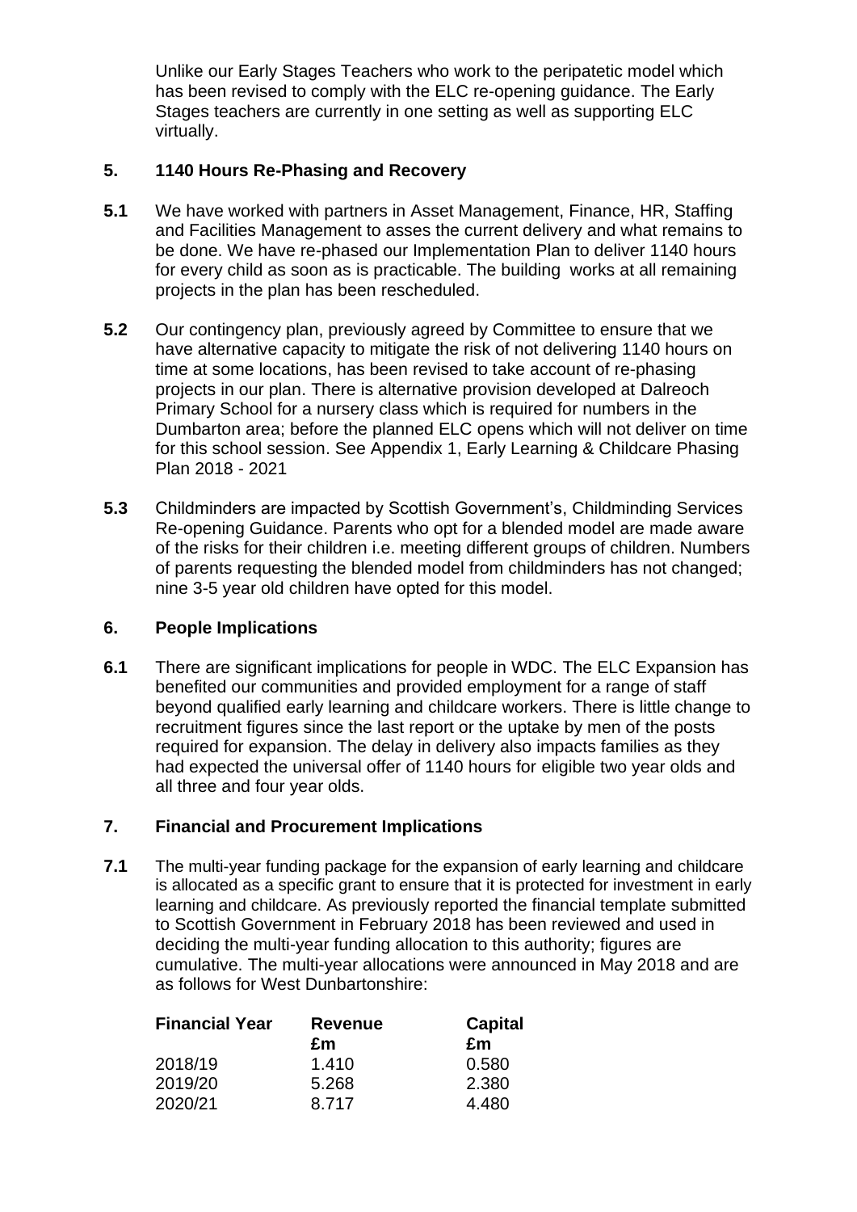Unlike our Early Stages Teachers who work to the peripatetic model which has been revised to comply with the ELC re-opening guidance. The Early Stages teachers are currently in one setting as well as supporting ELC virtually.

## 5. 1140 Hours Re-Phasing and Recovery

**5.1** We have worked with partners in Asset Management, Finance, HR, Staffing and Facilities Management to asses the current delivery and what remains to be done. We have re-phased our Implementation Plan to deliver 1140 hours for every child as soon as is practicable. The building works at all remaining projects in the plan has been rescheduled.

**5.2** Our contingency plan, previously agreed by Committee to ensure that we have alternative capacity to mitigate the risk of not delivering 1140 hours on time at some locations, has been revised to take account of re-phasing projects in our plan. There is alternative provision developed at Dalreoch Primary School for a nursery class which is required for numbers in the Dumbarton area; before the planned ELC opens which will not deliver on time for this school session. See Appendix 1, Early Learning & Childcare Phasing Plan 2018 - 2021

**5.3** Childminders are impacted by Scottish Government's, Childminding Services Re-opening Guidance. Parents who opt for a blended model are made aware of the risks for their children i.e. meeting different groups of children. Numbers of parents requesting the blended model from childminders has not changed; nine 3-5 year old children have opted for this model.

## 6. People Implications

**6.1** There are significant implications for people in WDC. The ELC Expansion has benefited our communities and provided employment for a range of staff beyond qualified early learning and childcare workers. There is little change to recruitment figures since the last report or the uptake by men of the posts required for expansion. The delay in delivery also impacts families as they had expected the universal offer of 1140 hours for eligible two year olds and all three and four year olds.

## 7. Financial and Procurement Implications

**7.1** The multi-year funding package for the expansion of early learning and childcare is allocated as a specific grant to ensure that it is protected for investment in early learning and childcare. As previously reported the financial template submitted to Scottish Government in February 2018 has been reviewed and used in deciding the multi-year funding allocation to this authority; figures are cumulative. The multi-year allocations were announced in May 2018 and are as follows for West Dunbartonshire:

| Financial Year | Revenue £m | Capital £m |
|---|---|---|
| 2018/19 | 1.410 | 0.580 |
| 2019/20 | 5.268 | 2.380 |
| 2020/21 | 8.717 | 4.480 |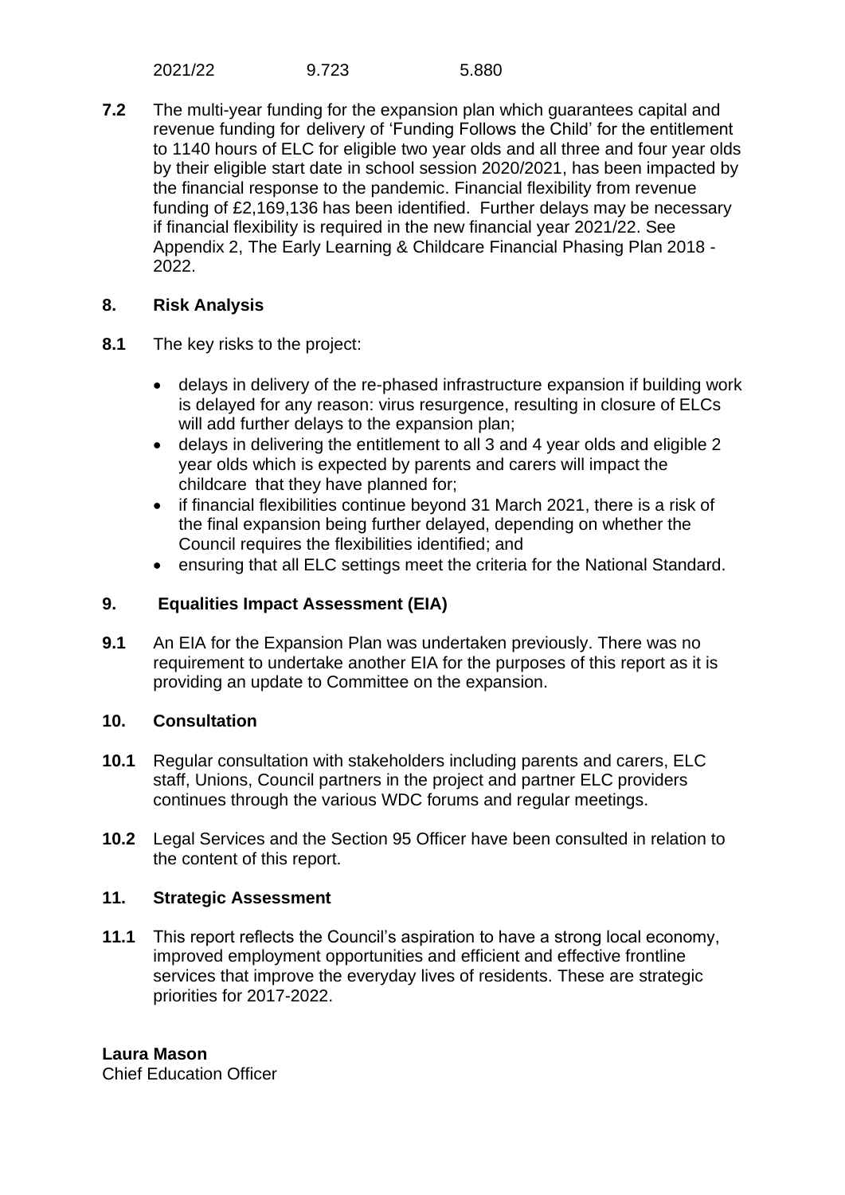| 2021/22 | 9.723 | 5.880 |
|---|---|---|

**7.2** The multi-year funding for the expansion plan which guarantees capital and revenue funding for delivery of 'Funding Follows the Child' for the entitlement to 1140 hours of ELC for eligible two year olds and all three and four year olds by their eligible start date in school session 2020/2021, has been impacted by the financial response to the pandemic. Financial flexibility from revenue funding of £2,169,136 has been identified. Further delays may be necessary if financial flexibility is required in the new financial year 2021/22. See Appendix 2, The Early Learning & Childcare Financial Phasing Plan 2018 - 2022.

## 8. Risk Analysis

**8.1** The key risks to the project:

- delays in delivery of the re-phased infrastructure expansion if building work is delayed for any reason: virus resurgence, resulting in closure of ELCs will add further delays to the expansion plan;
- delays in delivering the entitlement to all 3 and 4 year olds and eligible 2 year olds which is expected by parents and carers will impact the childcare that they have planned for;
- if financial flexibilities continue beyond 31 March 2021, there is a risk of the final expansion being further delayed, depending on whether the Council requires the flexibilities identified; and
- ensuring that all ELC settings meet the criteria for the National Standard.

## 9. Equalities Impact Assessment (EIA)

**9.1** An EIA for the Expansion Plan was undertaken previously. There was no requirement to undertake another EIA for the purposes of this report as it is providing an update to Committee on the expansion.

## 10. Consultation

**10.1** Regular consultation with stakeholders including parents and carers, ELC staff, Unions, Council partners in the project and partner ELC providers continues through the various WDC forums and regular meetings.

**10.2** Legal Services and the Section 95 Officer have been consulted in relation to the content of this report.

## 11. Strategic Assessment

**11.1** This report reflects the Council's aspiration to have a strong local economy, improved employment opportunities and efficient and effective frontline services that improve the everyday lives of residents. These are strategic priorities for 2017-2022.

**Laura Mason**
Chief Education Officer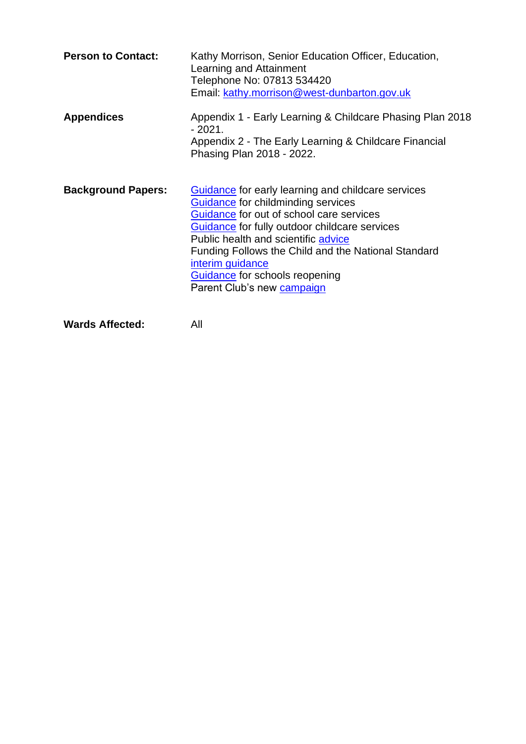**Person to Contact:** Kathy Morrison, Senior Education Officer, Education, Learning and Attainment
Telephone No: 07813 534420
Email: kathy.morrison@west-dunbarton.gov.uk

**Appendices** Appendix 1 - Early Learning & Childcare Phasing Plan 2018 - 2021.
Appendix 2 - The Early Learning & Childcare Financial Phasing Plan 2018 - 2022.

**Background Papers:** Guidance for early learning and childcare services
Guidance for childminding services
Guidance for out of school care services
Guidance for fully outdoor childcare services
Public health and scientific advice
Funding Follows the Child and the National Standard interim guidance
Guidance for schools reopening
Parent Club's new campaign

**Wards Affected:** All